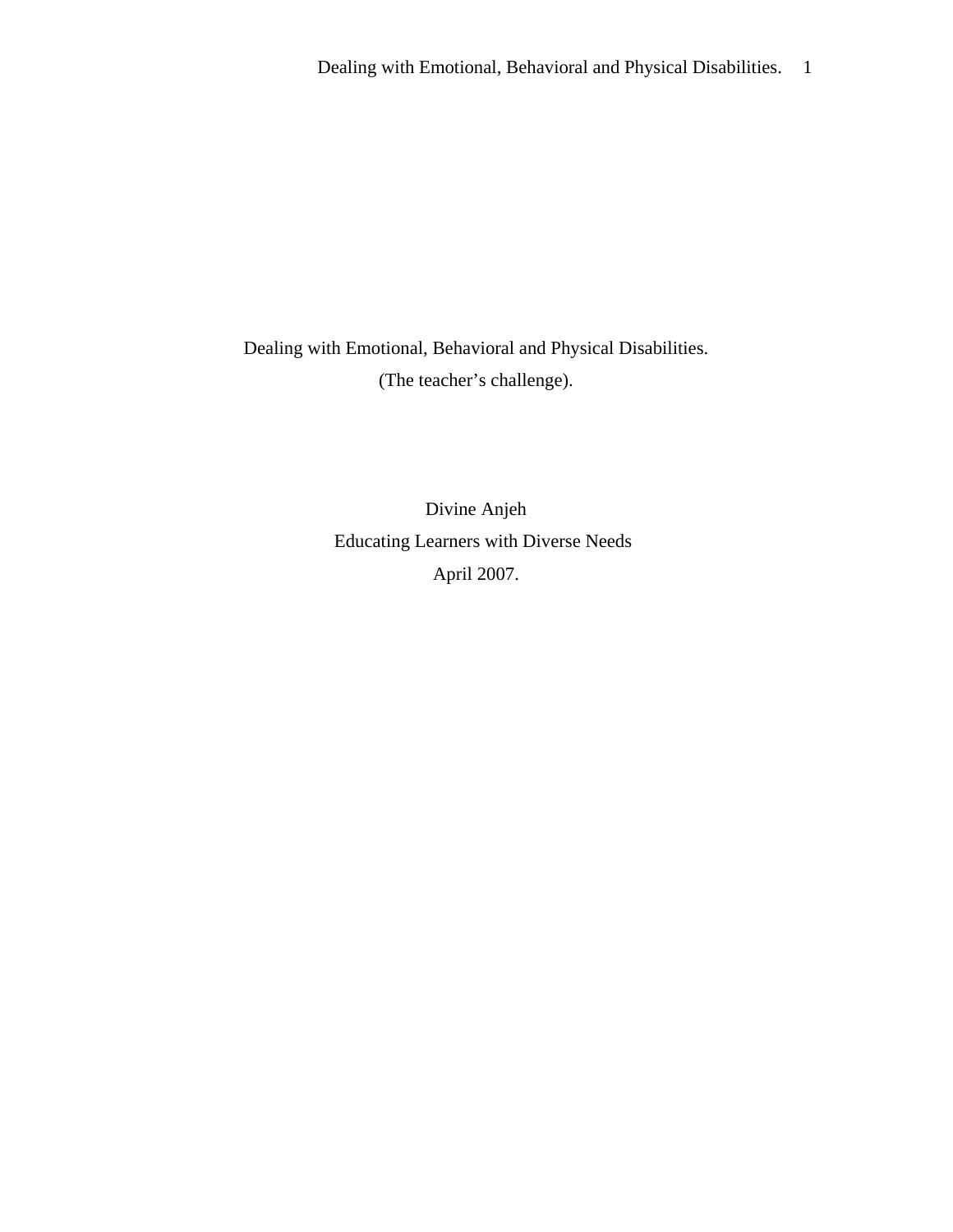# Dealing with Emotional, Behavioral and Physical Disabilities.

(The teacher’s challenge).

Divine Anjeh

Educating Learners with Diverse Needs

April 2007.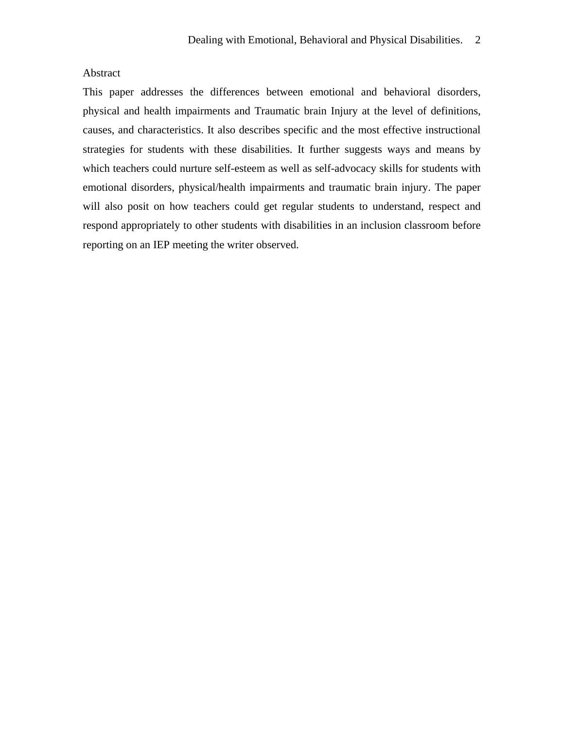## Abstract

This paper addresses the differences between emotional and behavioral disorders, physical and health impairments and Traumatic brain Injury at the level of definitions, causes, and characteristics. It also describes specific and the most effective instructional strategies for students with these disabilities. It further suggests ways and means by which teachers could nurture self-esteem as well as self-advocacy skills for students with emotional disorders, physical/health impairments and traumatic brain injury. The paper will also posit on how teachers could get regular students to understand, respect and respond appropriately to other students with disabilities in an inclusion classroom before reporting on an IEP meeting the writer observed.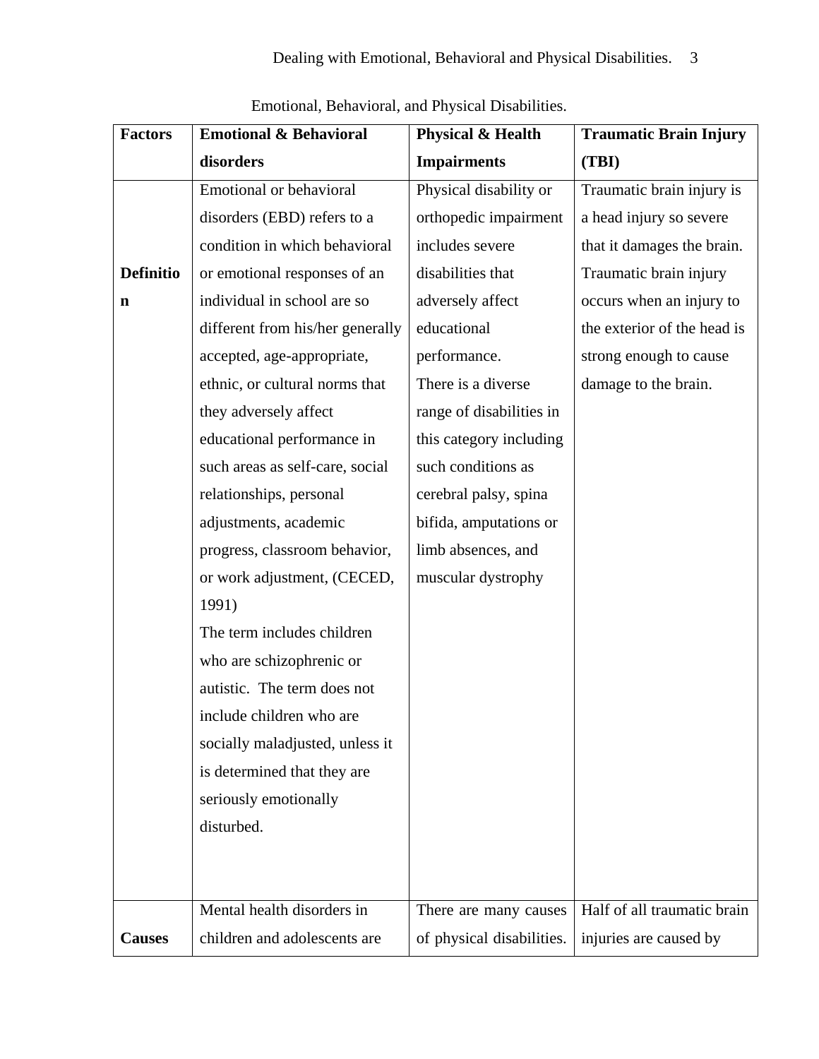Emotional, Behavioral, and Physical Disabilities.

| Factors | Emotional & Behavioral disorders | Physical & Health Impairments | Traumatic Brain Injury (TBI) |
|---|---|---|---|
| **Definition** | Emotional or behavioral disorders (EBD) refers to a condition in which behavioral or emotional responses of an individual in school are so different from his/her generally accepted, age-appropriate, ethnic, or cultural norms that they adversely affect educational performance in such areas as self-care, social relationships, personal adjustments, academic progress, classroom behavior, or work adjustment, (CECED, 1991) The term includes children who are schizophrenic or autistic. The term does not include children who are socially maladjusted, unless it is determined that they are seriously emotionally disturbed. | Physical disability or orthopedic impairment includes severe disabilities that adversely affect educational performance. There is a diverse range of disabilities in this category including such conditions as cerebral palsy, spina bifida, amputations or limb absences, and muscular dystrophy | Traumatic brain injury is a head injury so severe that it damages the brain. Traumatic brain injury occurs when an injury to the exterior of the head is strong enough to cause damage to the brain. |
| **Causes** | Mental health disorders in children and adolescents are | There are many causes of physical disabilities. | Half of all traumatic brain injuries are caused by |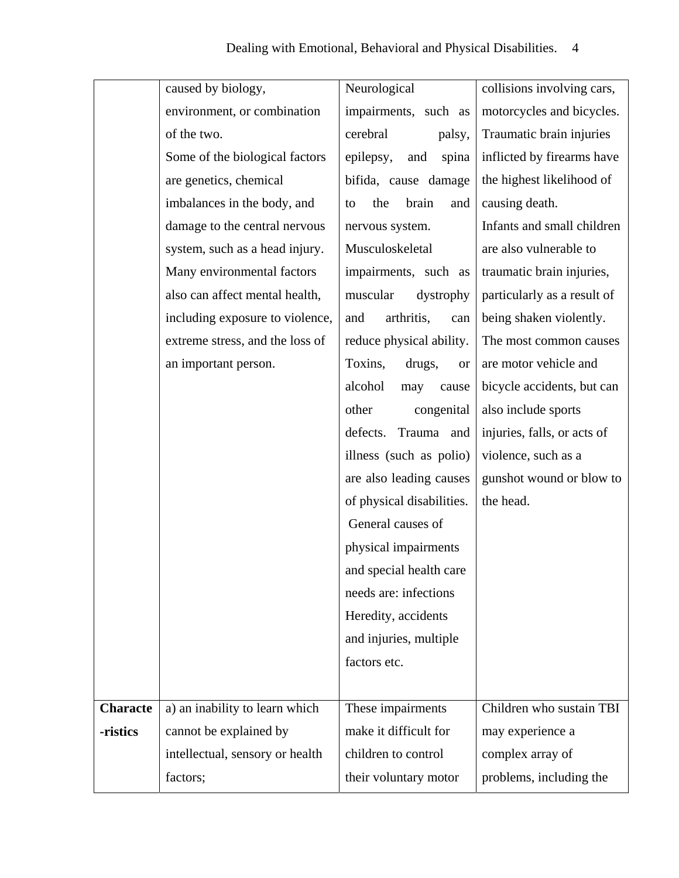| | | | |
|---|---|---|---|
| | caused by biology, environment, or combination of the two.<br>Some of the biological factors are genetics, chemical imbalances in the body, and damage to the central nervous system, such as a head injury.<br>Many environmental factors also can affect mental health, including exposure to violence, extreme stress, and the loss of an important person. | Neurological impairments, such as cerebral palsy, epilepsy, and spina bifida, cause damage to the brain and nervous system.<br>Musculoskeletal impairments, such as muscular dystrophy and arthritis, can reduce physical ability. Toxins, drugs, or alcohol may cause other congenital defects. Trauma and illness (such as polio) are also leading causes of physical disabilities.<br>General causes of physical impairments and special health care needs are: infections Heredity, accidents and injuries, multiple factors etc. | collisions involving cars, motorcycles and bicycles. Traumatic brain injuries inflicted by firearms have the highest likelihood of causing death.<br>Infants and small children are also vulnerable to traumatic brain injuries, particularly as a result of being shaken violently.<br>The most common causes are motor vehicle and bicycle accidents, but can also include sports injuries, falls, or acts of violence, such as a gunshot wound or blow to the head. |
| **Characte-ristics** | a) an inability to learn which cannot be explained by intellectual, sensory or health factors; | These impairments make it difficult for children to control their voluntary motor | Children who sustain TBI may experience a complex array of problems, including the |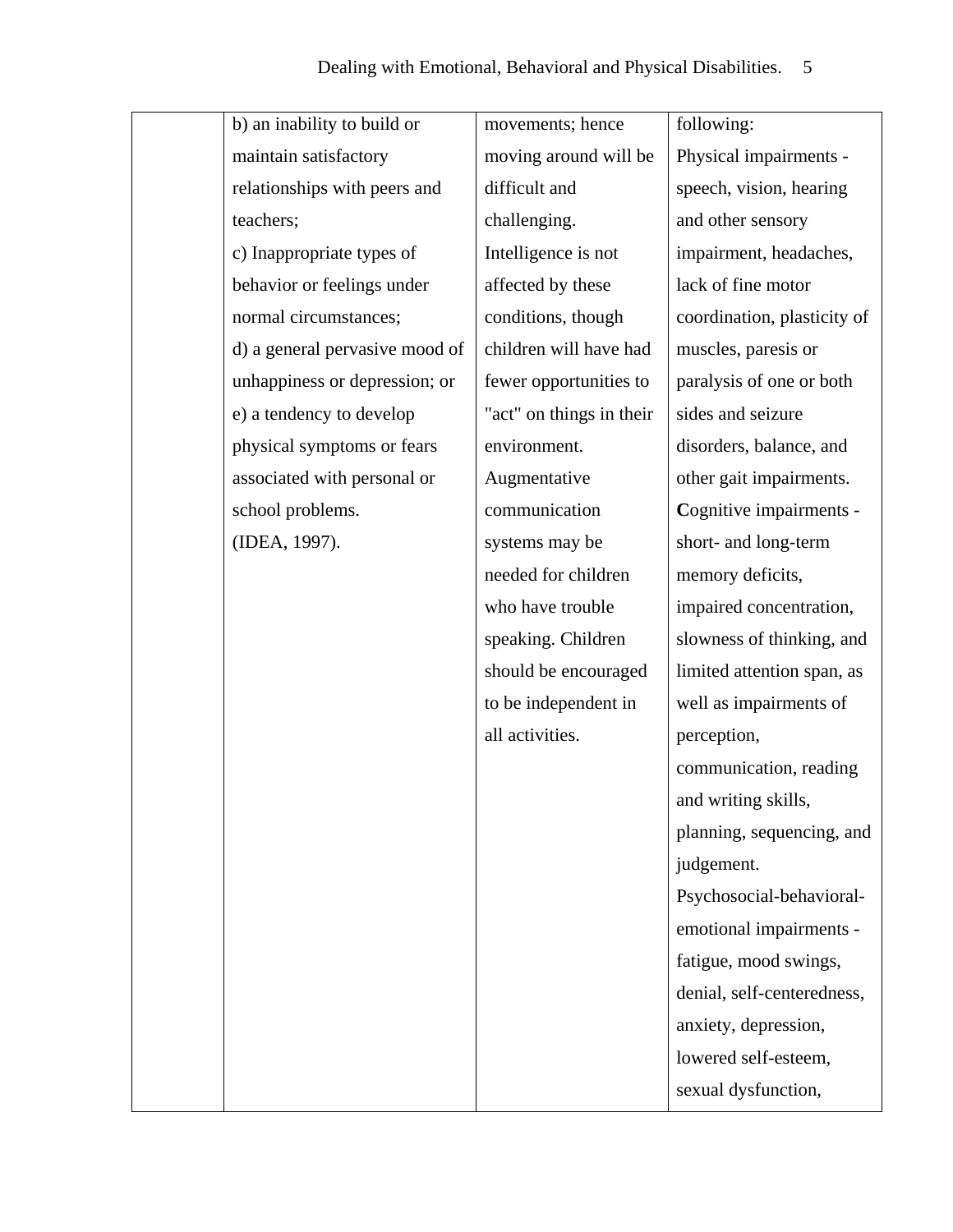| | | | |
|---|---|---|---|
| | b) an inability to build or maintain satisfactory relationships with peers and teachers;<br>c) Inappropriate types of behavior or feelings under normal circumstances;<br>d) a general pervasive mood of unhappiness or depression; or<br>e) a tendency to develop physical symptoms or fears associated with personal or school problems.<br>(IDEA, 1997). | movements; hence moving around will be difficult and challenging. Intelligence is not affected by these conditions, though children will have had fewer opportunities to "act" on things in their environment. Augmentative communication systems may be needed for children who have trouble speaking. Children should be encouraged to be independent in all activities. | following:<br>Physical impairments - speech, vision, hearing and other sensory impairment, headaches, lack of fine motor coordination, plasticity of muscles, paresis or paralysis of one or both sides and seizure disorders, balance, and other gait impairments.<br>**C**ognitive impairments - short- and long-term memory deficits, impaired concentration, slowness of thinking, and limited attention span, as well as impairments of perception, communication, reading and writing skills, planning, sequencing, and judgement.<br>Psychosocial-behavioral-emotional impairments - fatigue, mood swings, denial, self-centeredness, anxiety, depression, lowered self-esteem, sexual dysfunction, |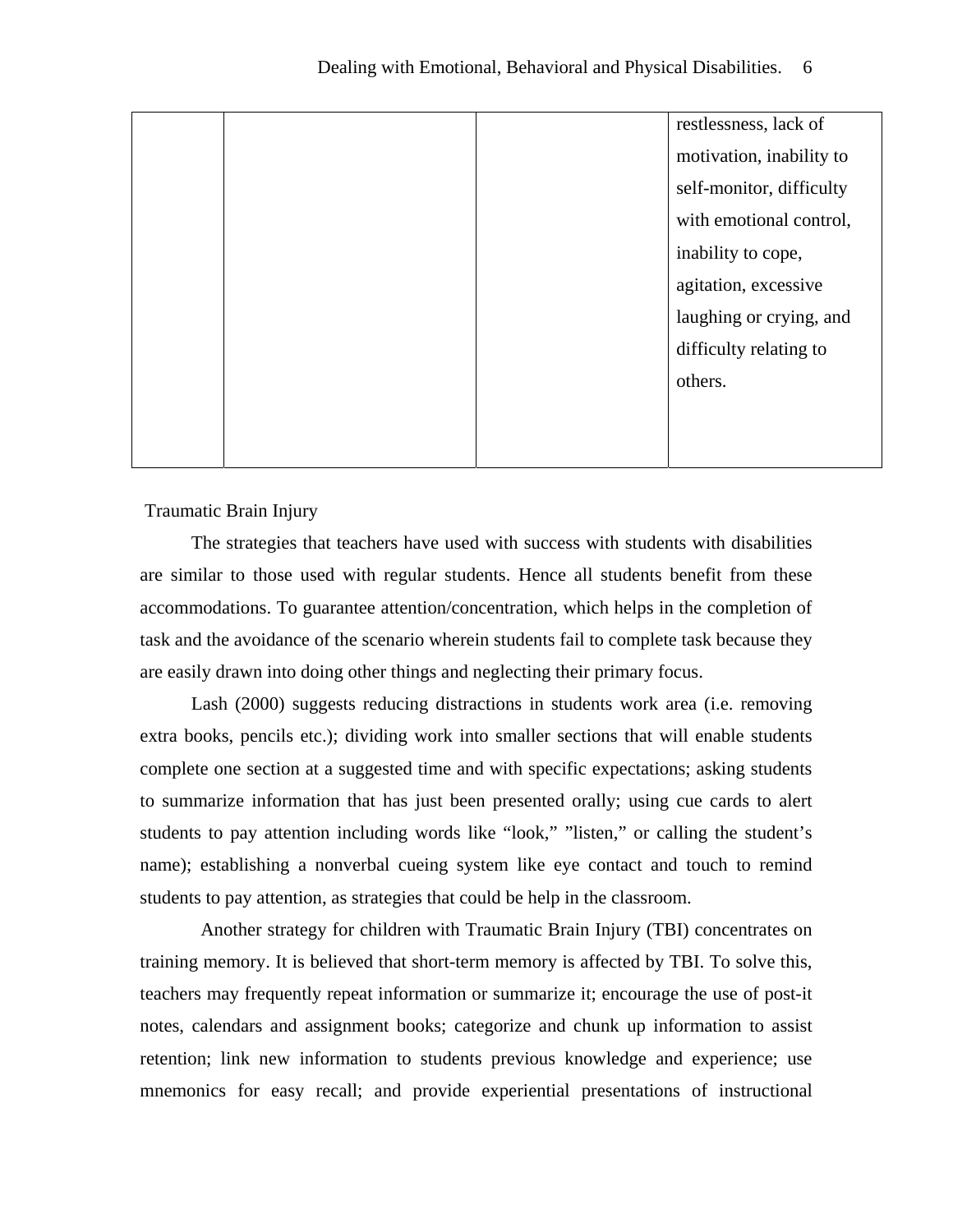| | | | |
|---|---|---|---|
| | | | restlessness, lack of motivation, inability to self-monitor, difficulty with emotional control, inability to cope, agitation, excessive laughing or crying, and difficulty relating to others. |

Traumatic Brain Injury

The strategies that teachers have used with success with students with disabilities are similar to those used with regular students. Hence all students benefit from these accommodations. To guarantee attention/concentration, which helps in the completion of task and the avoidance of the scenario wherein students fail to complete task because they are easily drawn into doing other things and neglecting their primary focus.

Lash (2000) suggests reducing distractions in students work area (i.e. removing extra books, pencils etc.); dividing work into smaller sections that will enable students complete one section at a suggested time and with specific expectations; asking students to summarize information that has just been presented orally; using cue cards to alert students to pay attention including words like "look," "listen," or calling the student's name); establishing a nonverbal cueing system like eye contact and touch to remind students to pay attention, as strategies that could be help in the classroom.

Another strategy for children with Traumatic Brain Injury (TBI) concentrates on training memory. It is believed that short-term memory is affected by TBI. To solve this, teachers may frequently repeat information or summarize it; encourage the use of post-it notes, calendars and assignment books; categorize and chunk up information to assist retention; link new information to students previous knowledge and experience; use mnemonics for easy recall; and provide experiential presentations of instructional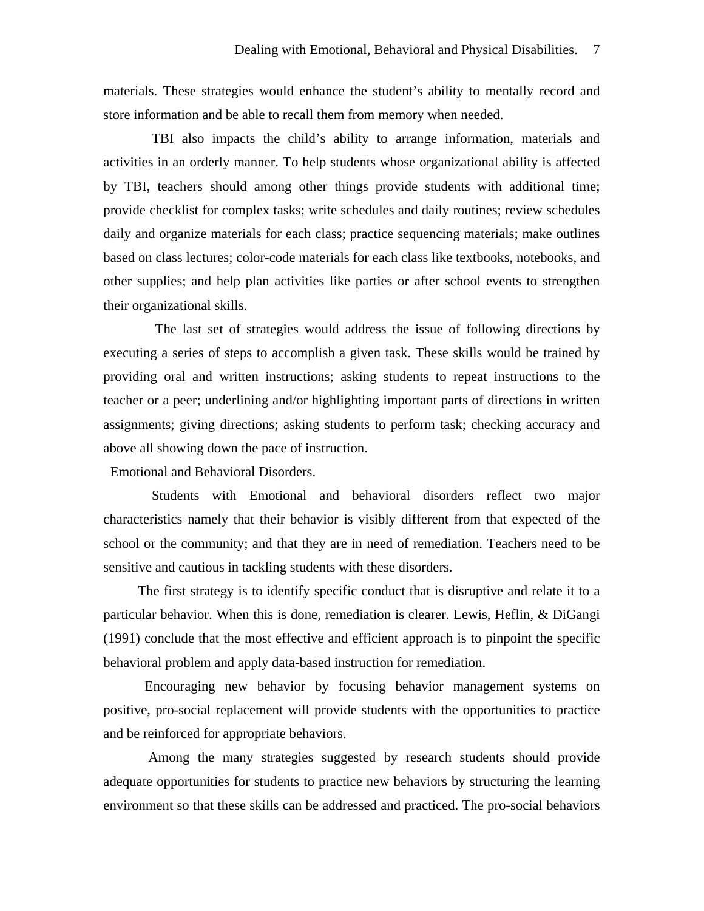materials. These strategies would enhance the student's ability to mentally record and store information and be able to recall them from memory when needed.

TBI also impacts the child's ability to arrange information, materials and activities in an orderly manner. To help students whose organizational ability is affected by TBI, teachers should among other things provide students with additional time; provide checklist for complex tasks; write schedules and daily routines; review schedules daily and organize materials for each class; practice sequencing materials; make outlines based on class lectures; color-code materials for each class like textbooks, notebooks, and other supplies; and help plan activities like parties or after school events to strengthen their organizational skills.

The last set of strategies would address the issue of following directions by executing a series of steps to accomplish a given task. These skills would be trained by providing oral and written instructions; asking students to repeat instructions to the teacher or a peer; underlining and/or highlighting important parts of directions in written assignments; giving directions; asking students to perform task; checking accuracy and above all showing down the pace of instruction.

Emotional and Behavioral Disorders.

Students with Emotional and behavioral disorders reflect two major characteristics namely that their behavior is visibly different from that expected of the school or the community; and that they are in need of remediation. Teachers need to be sensitive and cautious in tackling students with these disorders.

The first strategy is to identify specific conduct that is disruptive and relate it to a particular behavior. When this is done, remediation is clearer. Lewis, Heflin, & DiGangi (1991) conclude that the most effective and efficient approach is to pinpoint the specific behavioral problem and apply data-based instruction for remediation.

Encouraging new behavior by focusing behavior management systems on positive, pro-social replacement will provide students with the opportunities to practice and be reinforced for appropriate behaviors.

Among the many strategies suggested by research students should provide adequate opportunities for students to practice new behaviors by structuring the learning environment so that these skills can be addressed and practiced. The pro-social behaviors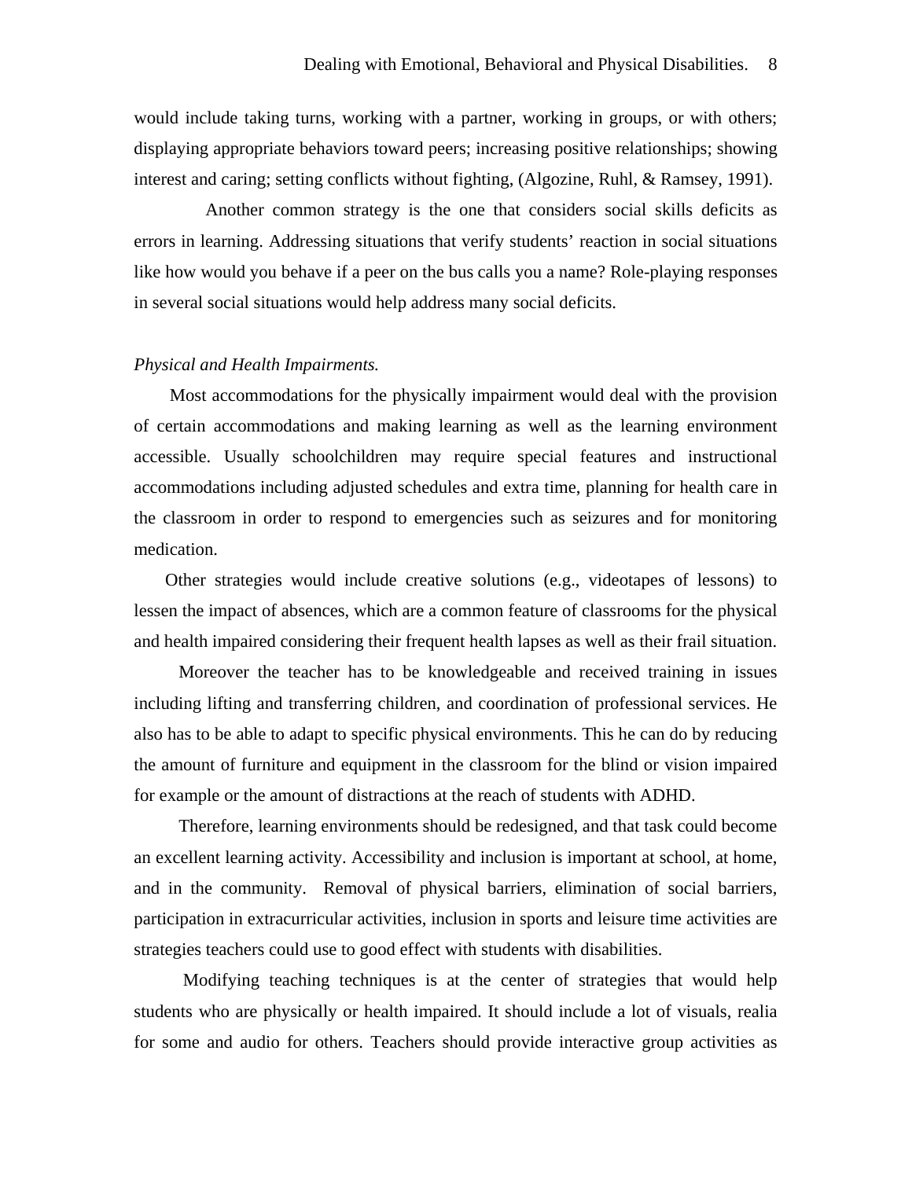would include taking turns, working with a partner, working in groups, or with others; displaying appropriate behaviors toward peers; increasing positive relationships; showing interest and caring; setting conflicts without fighting, (Algozine, Ruhl, & Ramsey, 1991).

Another common strategy is the one that considers social skills deficits as errors in learning. Addressing situations that verify students' reaction in social situations like how would you behave if a peer on the bus calls you a name? Role-playing responses in several social situations would help address many social deficits.

*Physical and Health Impairments.*

Most accommodations for the physically impairment would deal with the provision of certain accommodations and making learning as well as the learning environment accessible. Usually schoolchildren may require special features and instructional accommodations including adjusted schedules and extra time, planning for health care in the classroom in order to respond to emergencies such as seizures and for monitoring medication.

Other strategies would include creative solutions (e.g., videotapes of lessons) to lessen the impact of absences, which are a common feature of classrooms for the physical and health impaired considering their frequent health lapses as well as their frail situation.

Moreover the teacher has to be knowledgeable and received training in issues including lifting and transferring children, and coordination of professional services. He also has to be able to adapt to specific physical environments. This he can do by reducing the amount of furniture and equipment in the classroom for the blind or vision impaired for example or the amount of distractions at the reach of students with ADHD.

Therefore, learning environments should be redesigned, and that task could become an excellent learning activity. Accessibility and inclusion is important at school, at home, and in the community. Removal of physical barriers, elimination of social barriers, participation in extracurricular activities, inclusion in sports and leisure time activities are strategies teachers could use to good effect with students with disabilities.

Modifying teaching techniques is at the center of strategies that would help students who are physically or health impaired. It should include a lot of visuals, realia for some and audio for others. Teachers should provide interactive group activities as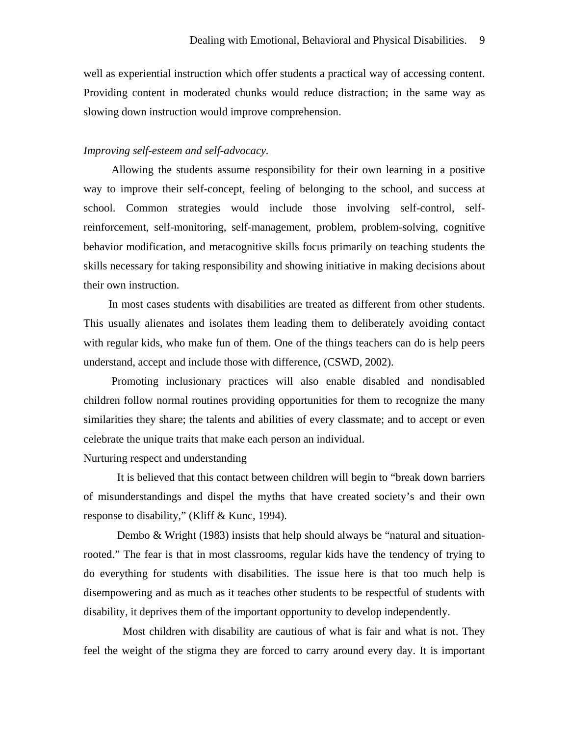well as experiential instruction which offer students a practical way of accessing content. Providing content in moderated chunks would reduce distraction; in the same way as slowing down instruction would improve comprehension.

*Improving self-esteem and self-advocacy.*

Allowing the students assume responsibility for their own learning in a positive way to improve their self-concept, feeling of belonging to the school, and success at school. Common strategies would include those involving self-control, self-reinforcement, self-monitoring, self-management, problem, problem-solving, cognitive behavior modification, and metacognitive skills focus primarily on teaching students the skills necessary for taking responsibility and showing initiative in making decisions about their own instruction.

In most cases students with disabilities are treated as different from other students. This usually alienates and isolates them leading them to deliberately avoiding contact with regular kids, who make fun of them. One of the things teachers can do is help peers understand, accept and include those with difference, (CSWD, 2002).

Promoting inclusionary practices will also enable disabled and nondisabled children follow normal routines providing opportunities for them to recognize the many similarities they share; the talents and abilities of every classmate; and to accept or even celebrate the unique traits that make each person an individual.

Nurturing respect and understanding

It is believed that this contact between children will begin to "break down barriers of misunderstandings and dispel the myths that have created society's and their own response to disability," (Kliff & Kunc, 1994).

Dembo & Wright (1983) insists that help should always be "natural and situation-rooted." The fear is that in most classrooms, regular kids have the tendency of trying to do everything for students with disabilities. The issue here is that too much help is disempowering and as much as it teaches other students to be respectful of students with disability, it deprives them of the important opportunity to develop independently.

Most children with disability are cautious of what is fair and what is not. They feel the weight of the stigma they are forced to carry around every day. It is important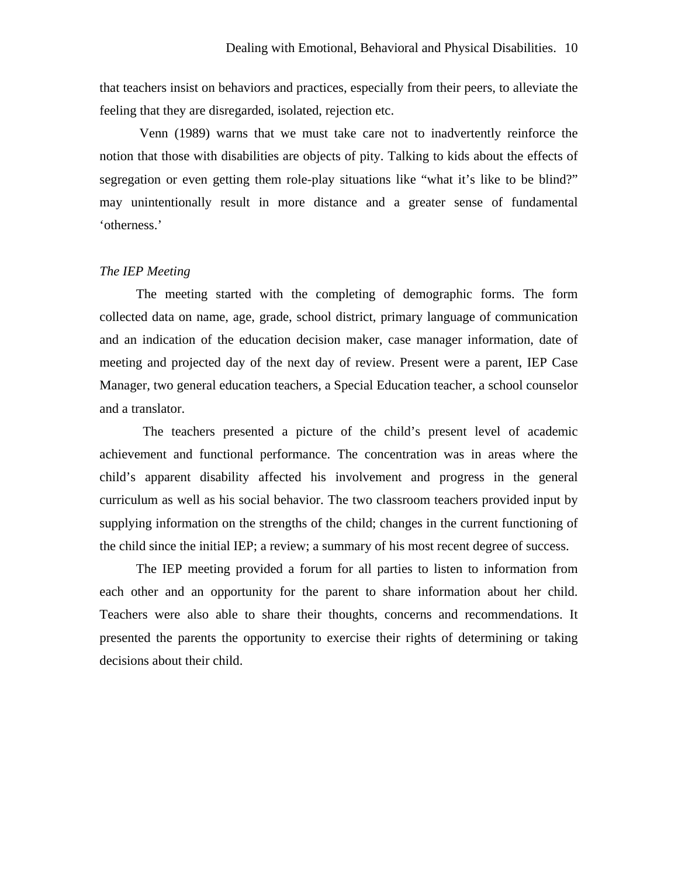that teachers insist on behaviors and practices, especially from their peers, to alleviate the feeling that they are disregarded, isolated, rejection etc.

Venn (1989) warns that we must take care not to inadvertently reinforce the notion that those with disabilities are objects of pity. Talking to kids about the effects of segregation or even getting them role-play situations like "what it's like to be blind?" may unintentionally result in more distance and a greater sense of fundamental 'otherness.'

*The IEP Meeting*

The meeting started with the completing of demographic forms. The form collected data on name, age, grade, school district, primary language of communication and an indication of the education decision maker, case manager information, date of meeting and projected day of the next day of review. Present were a parent, IEP Case Manager, two general education teachers, a Special Education teacher, a school counselor and a translator.

The teachers presented a picture of the child's present level of academic achievement and functional performance. The concentration was in areas where the child's apparent disability affected his involvement and progress in the general curriculum as well as his social behavior. The two classroom teachers provided input by supplying information on the strengths of the child; changes in the current functioning of the child since the initial IEP; a review; a summary of his most recent degree of success.

The IEP meeting provided a forum for all parties to listen to information from each other and an opportunity for the parent to share information about her child. Teachers were also able to share their thoughts, concerns and recommendations. It presented the parents the opportunity to exercise their rights of determining or taking decisions about their child.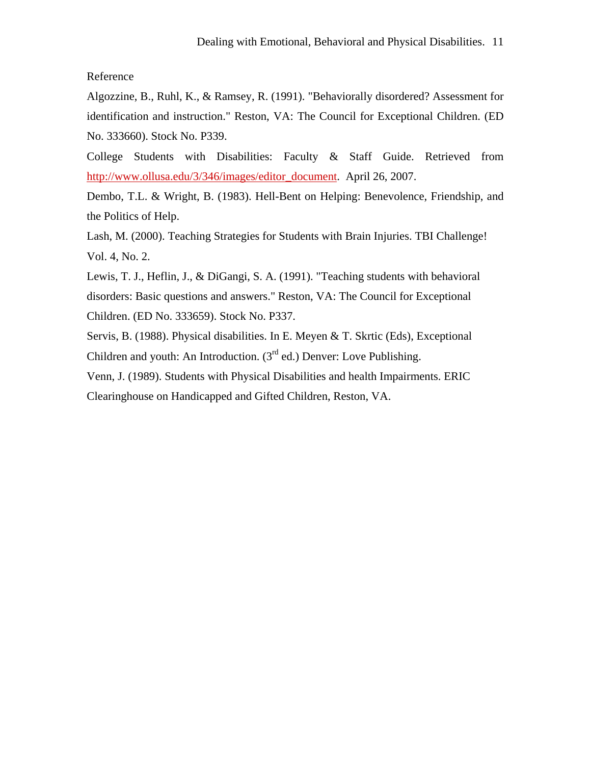## Reference

Algozzine, B., Ruhl, K., & Ramsey, R. (1991). "Behaviorally disordered? Assessment for identification and instruction." Reston, VA: The Council for Exceptional Children. (ED No. 333660). Stock No. P339.

College Students with Disabilities: Faculty & Staff Guide. Retrieved from http://www.ollusa.edu/3/346/images/editor_document. April 26, 2007.

Dembo, T.L. & Wright, B. (1983). Hell-Bent on Helping: Benevolence, Friendship, and the Politics of Help.

Lash, M. (2000). Teaching Strategies for Students with Brain Injuries. TBI Challenge! Vol. 4, No. 2.

Lewis, T. J., Heflin, J., & DiGangi, S. A. (1991). "Teaching students with behavioral disorders: Basic questions and answers." Reston, VA: The Council for Exceptional Children. (ED No. 333659). Stock No. P337.

Servis, B. (1988). Physical disabilities. In E. Meyen & T. Skrtic (Eds), Exceptional Children and youth: An Introduction. (3rd ed.) Denver: Love Publishing.

Venn, J. (1989). Students with Physical Disabilities and health Impairments. ERIC Clearinghouse on Handicapped and Gifted Children, Reston, VA.